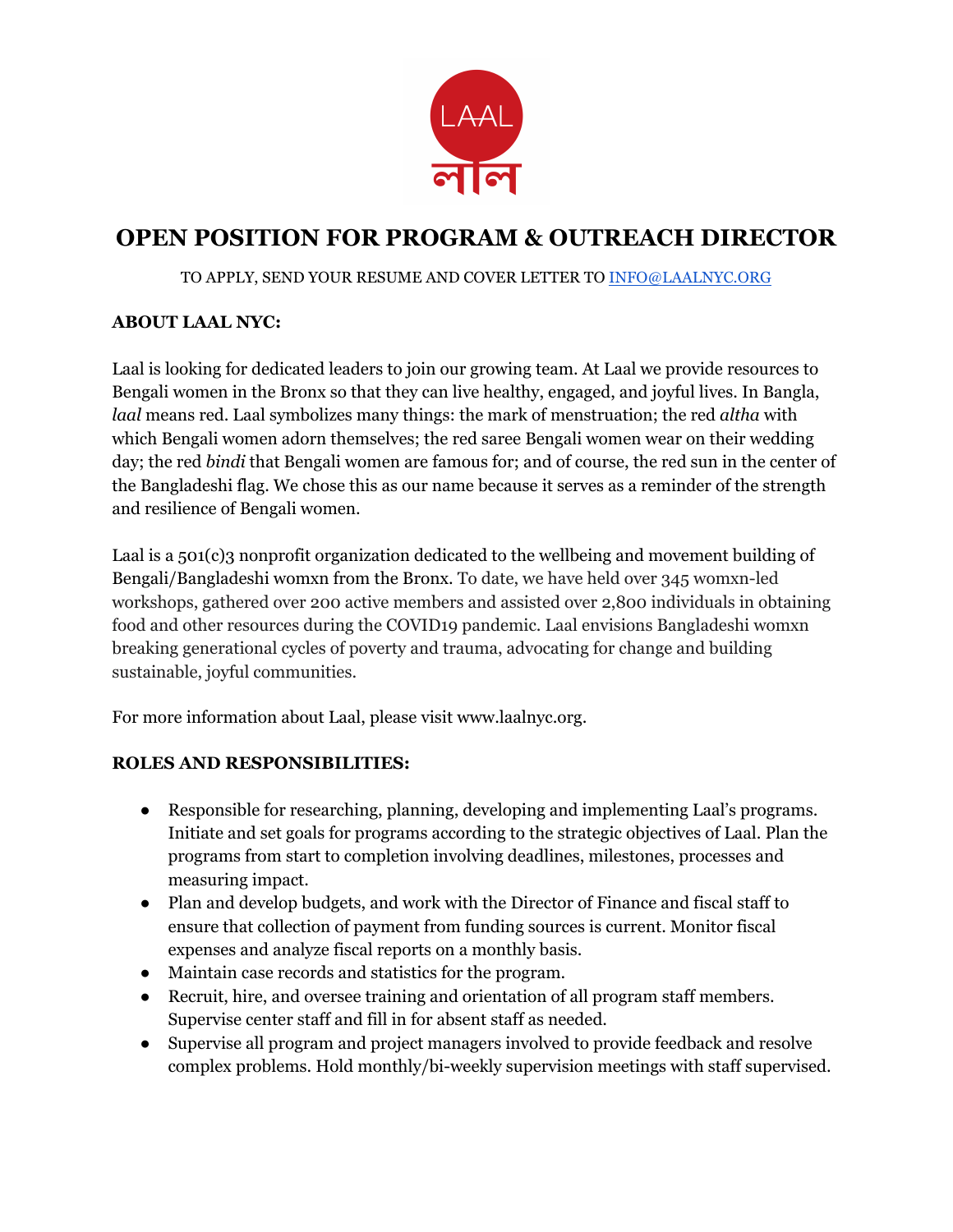# OPEN POSITION FOR PROGRAM & OUTREACH DIRECTOR

TO APPLY, SEND YOUR RESUME AND COVER LETTER TO [INFO@LAALNYC.ORG](mailto:INFO@LAALNYC.ORG)

**ABOUT LAAL NYC:**

Laal is looking for dedicated leaders to join our growing team. At Laal we provide resources to Bengali women in the Bronx so that they can live healthy, engaged, and joyful lives. In Bangla, *laal* means red. Laal symbolizes many things: the mark of menstruation; the red *altha* with which Bengali women adorn themselves; the red saree Bengali women wear on their wedding day; the red *bindi* that Bengali women are famous for; and of course, the red sun in the center of the Bangladeshi flag. We chose this as our name because it serves as a reminder of the strength and resilience of Bengali women.

Laal is a 501(c)3 nonprofit organization dedicated to the wellbeing and movement building of Bengali/Bangladeshi womxn from the Bronx. To date, we have held over 345 womxn-led workshops, gathered over 200 active members and assisted over 2,800 individuals in obtaining food and other resources during the COVID19 pandemic. Laal envisions Bangladeshi womxn breaking generational cycles of poverty and trauma, advocating for change and building sustainable, joyful communities.

For more information about Laal, please visit www.laalnyc.org.

**ROLES AND RESPONSIBILITIES:**

- Responsible for researching, planning, developing and implementing Laal's programs. Initiate and set goals for programs according to the strategic objectives of Laal. Plan the programs from start to completion involving deadlines, milestones, processes and measuring impact.
- Plan and develop budgets, and work with the Director of Finance and fiscal staff to ensure that collection of payment from funding sources is current. Monitor fiscal expenses and analyze fiscal reports on a monthly basis.
- Maintain case records and statistics for the program.
- Recruit, hire, and oversee training and orientation of all program staff members. Supervise center staff and fill in for absent staff as needed.
- Supervise all program and project managers involved to provide feedback and resolve complex problems. Hold monthly/bi-weekly supervision meetings with staff supervised.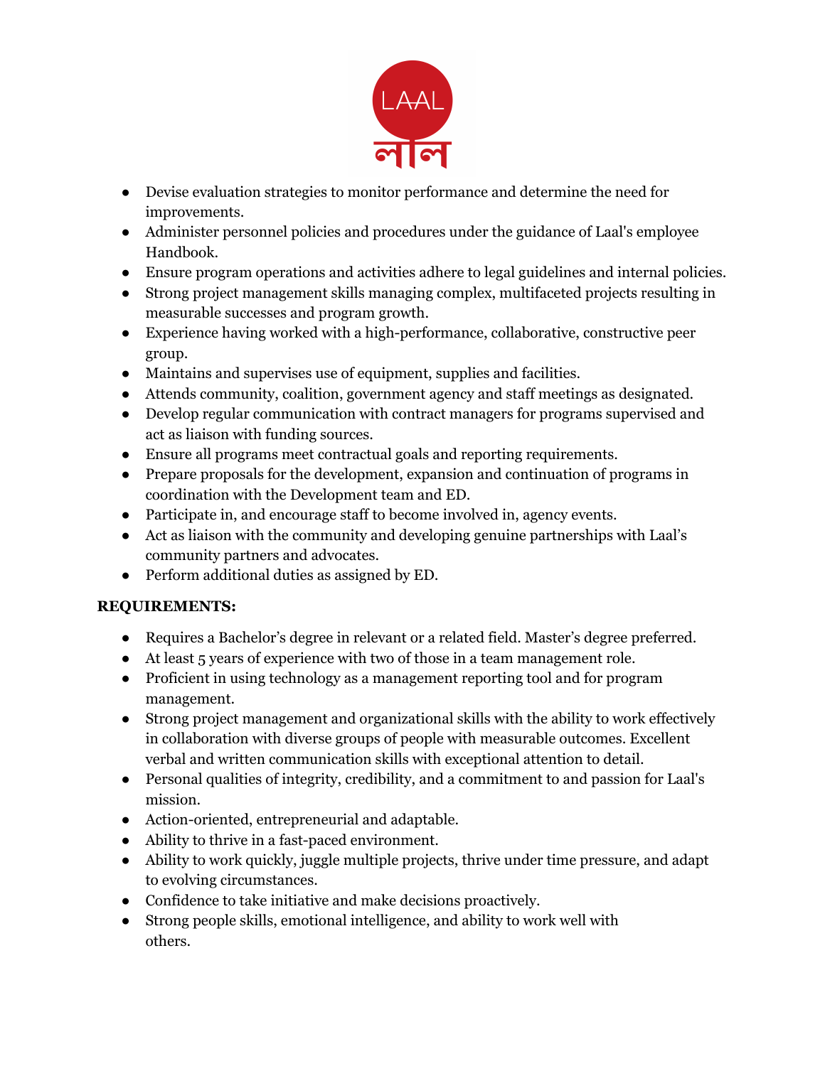- Devise evaluation strategies to monitor performance and determine the need for improvements.
- Administer personnel policies and procedures under the guidance of Laal's employee Handbook.
- Ensure program operations and activities adhere to legal guidelines and internal policies.
- Strong project management skills managing complex, multifaceted projects resulting in measurable successes and program growth.
- Experience having worked with a high-performance, collaborative, constructive peer group.
- Maintains and supervises use of equipment, supplies and facilities.
- Attends community, coalition, government agency and staff meetings as designated.
- Develop regular communication with contract managers for programs supervised and act as liaison with funding sources.
- Ensure all programs meet contractual goals and reporting requirements.
- Prepare proposals for the development, expansion and continuation of programs in coordination with the Development team and ED.
- Participate in, and encourage staff to become involved in, agency events.
- Act as liaison with the community and developing genuine partnerships with Laal's community partners and advocates.
- Perform additional duties as assigned by ED.

**REQUIREMENTS:**

- Requires a Bachelor's degree in relevant or a related field. Master's degree preferred.
- At least 5 years of experience with two of those in a team management role.
- Proficient in using technology as a management reporting tool and for program management.
- Strong project management and organizational skills with the ability to work effectively in collaboration with diverse groups of people with measurable outcomes. Excellent verbal and written communication skills with exceptional attention to detail.
- Personal qualities of integrity, credibility, and a commitment to and passion for Laal's mission.
- Action-oriented, entrepreneurial and adaptable.
- Ability to thrive in a fast-paced environment.
- Ability to work quickly, juggle multiple projects, thrive under time pressure, and adapt to evolving circumstances.
- Confidence to take initiative and make decisions proactively.
- Strong people skills, emotional intelligence, and ability to work well with others.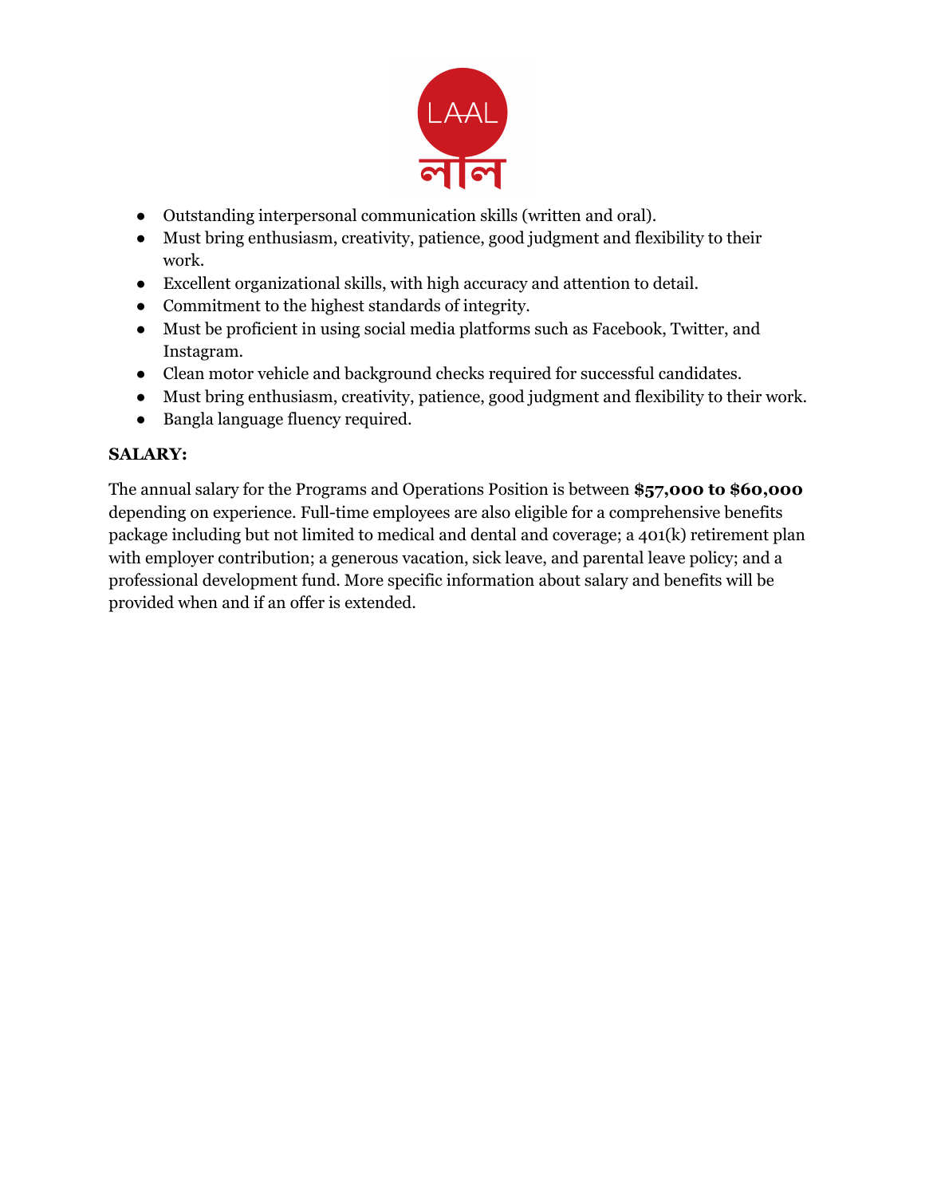- Outstanding interpersonal communication skills (written and oral).
- Must bring enthusiasm, creativity, patience, good judgment and flexibility to their work.
- Excellent organizational skills, with high accuracy and attention to detail.
- Commitment to the highest standards of integrity.
- Must be proficient in using social media platforms such as Facebook, Twitter, and Instagram.
- Clean motor vehicle and background checks required for successful candidates.
- Must bring enthusiasm, creativity, patience, good judgment and flexibility to their work.
- Bangla language fluency required.

**SALARY:**

The annual salary for the Programs and Operations Position is between **$57,000 to $60,000** depending on experience. Full-time employees are also eligible for a comprehensive benefits package including but not limited to medical and dental and coverage; a 401(k) retirement plan with employer contribution; a generous vacation, sick leave, and parental leave policy; and a professional development fund. More specific information about salary and benefits will be provided when and if an offer is extended.